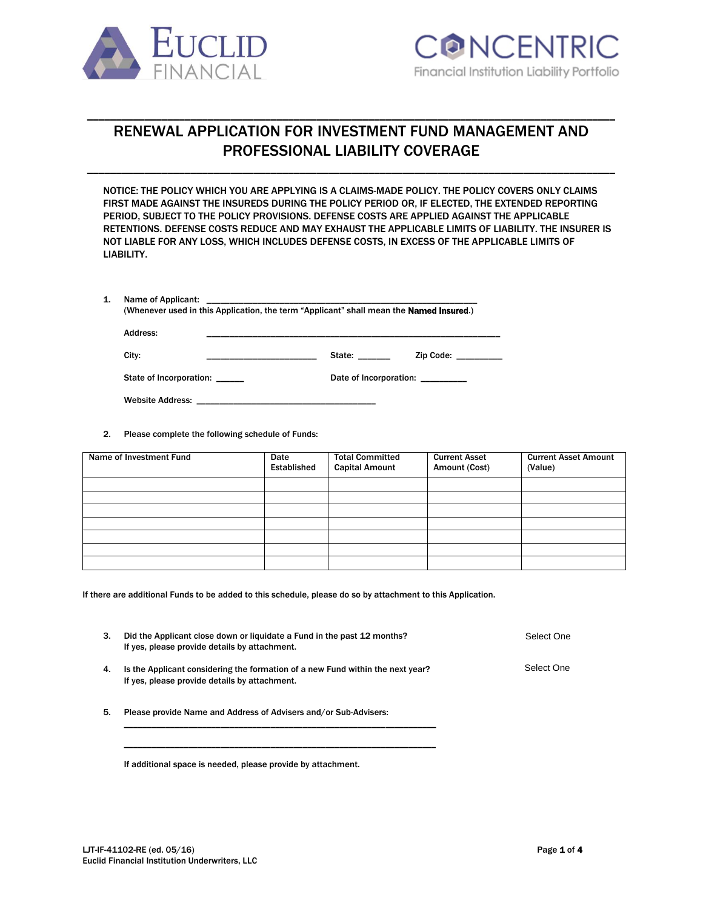# RENEWAL APPLICATION FOR INVESTMENT FUND MANAGEMENT AND PROFESSIONAL LIABILITY COVERAGE

NOTICE: THE POLICY WHICH YOU ARE APPLYING IS A CLAIMS-MADE POLICY. THE POLICY COVERS ONLY CLAIMS FIRST MADE AGAINST THE INSUREDS DURING THE POLICY PERIOD OR, IF ELECTED, THE EXTENDED REPORTING PERIOD, SUBJECT TO THE POLICY PROVISIONS. DEFENSE COSTS ARE APPLIED AGAINST THE APPLICABLE RETENTIONS. DEFENSE COSTS REDUCE AND MAY EXHAUST THE APPLICABLE LIMITS OF LIABILITY. THE INSURER IS NOT LIABLE FOR ANY LOSS, WHICH INCLUDES DEFENSE COSTS, IN EXCESS OF THE APPLICABLE LIMITS OF LIABILITY.

1. Name of Applicant: ____________________________________________
   (Whenever used in this Application, the term "Applicant" shall mean the **Named Insured**.)

   Address: ____________________________________________

   City: ____________________ State: ______ Zip Code: _________

   State of Incorporation: ______ Date of Incorporation: _________

   Website Address: ________________________________

2. Please complete the following schedule of Funds:

| Name of Investment Fund | Date Established | Total Committed Capital Amount | Current Asset Amount (Cost) | Current Asset Amount (Value) |
|---|---|---|---|---|
| | | | | |
| | | | | |
| | | | | |
| | | | | |
| | | | | |
| | | | | |
| | | | | |

If there are additional Funds to be added to this schedule, please do so by attachment to this Application.

3. Did the Applicant close down or liquidate a Fund in the past 12 months? Select One
   If yes, please provide details by attachment.

4. Is the Applicant considering the formation of a new Fund within the next year? Select One
   If yes, please provide details by attachment.

5. Please provide Name and Address of Advisers and/or Sub-Advisers:
   ________________________________________________________

   ________________________________________________________

   If additional space is needed, please provide by attachment.

LJT-IF-41102-RE (ed. 05/16)
Euclid Financial Institution Underwriters, LLC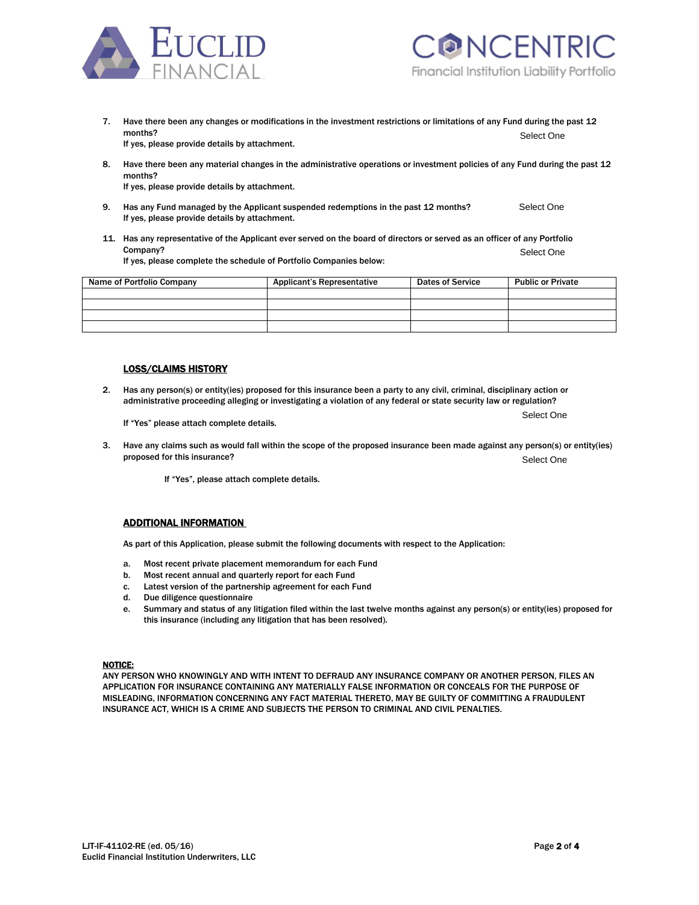7. Have there been any changes or modifications in the investment restrictions or limitations of any Fund during the past 12 months? Select One
   If yes, please provide details by attachment.

8. Have there been any material changes in the administrative operations or investment policies of any Fund during the past 12 months?
   If yes, please provide details by attachment.

9. Has any Fund managed by the Applicant suspended redemptions in the past 12 months? Select One
   If yes, please provide details by attachment.

11. Has any representative of the Applicant ever served on the board of directors or served as an officer of any Portfolio Company? Select One
    If yes, please complete the schedule of Portfolio Companies below:

| Name of Portfolio Company | Applicant's Representative | Dates of Service | Public or Private |
|---|---|---|---|
| | | | |
| | | | |
| | | | |
| | | | |

**LOSS/CLAIMS HISTORY**

2. Has any person(s) or entity(ies) proposed for this insurance been a party to any civil, criminal, disciplinary action or administrative proceeding alleging or investigating a violation of any federal or state security law or regulation? Select One

   If "Yes" please attach complete details.

3. Have any claims such as would fall within the scope of the proposed insurance been made against any person(s) or entity(ies) proposed for this insurance? Select One

   If "Yes", please attach complete details.

**ADDITIONAL INFORMATION**

As part of this Application, please submit the following documents with respect to the Application:

a. Most recent private placement memorandum for each Fund
b. Most recent annual and quarterly report for each Fund
c. Latest version of the partnership agreement for each Fund
d. Due diligence questionnaire
e. Summary and status of any litigation filed within the last twelve months against any person(s) or entity(ies) proposed for this insurance (including any litigation that has been resolved).

**NOTICE:**
ANY PERSON WHO KNOWINGLY AND WITH INTENT TO DEFRAUD ANY INSURANCE COMPANY OR ANOTHER PERSON, FILES AN APPLICATION FOR INSURANCE CONTAINING ANY MATERIALLY FALSE INFORMATION OR CONCEALS FOR THE PURPOSE OF MISLEADING, INFORMATION CONCERNING ANY FACT MATERIAL THERETO, MAY BE GUILTY OF COMMITTING A FRAUDULENT INSURANCE ACT, WHICH IS A CRIME AND SUBJECTS THE PERSON TO CRIMINAL AND CIVIL PENALTIES.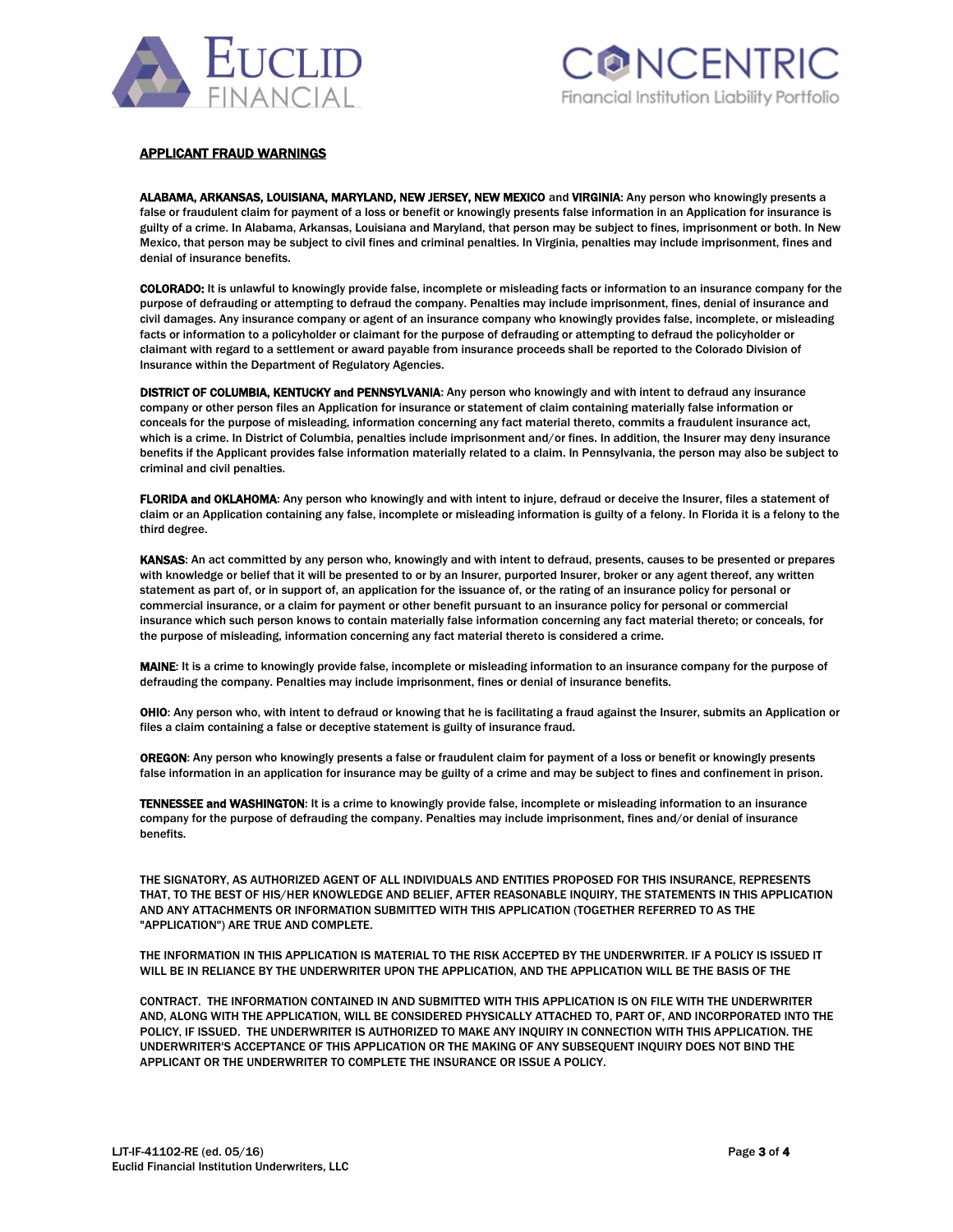## APPLICANT FRAUD WARNINGS

**ALABAMA, ARKANSAS, LOUISIANA, MARYLAND, NEW JERSEY, NEW MEXICO** and **VIRGINIA**: Any person who knowingly presents a false or fraudulent claim for payment of a loss or benefit or knowingly presents false information in an Application for insurance is guilty of a crime. In Alabama, Arkansas, Louisiana and Maryland, that person may be subject to fines, imprisonment or both. In New Mexico, that person may be subject to civil fines and criminal penalties. In Virginia, penalties may include imprisonment, fines and denial of insurance benefits.

**COLORADO:** It is unlawful to knowingly provide false, incomplete or misleading facts or information to an insurance company for the purpose of defrauding or attempting to defraud the company. Penalties may include imprisonment, fines, denial of insurance and civil damages. Any insurance company or agent of an insurance company who knowingly provides false, incomplete, or misleading facts or information to a policyholder or claimant for the purpose of defrauding or attempting to defraud the policyholder or claimant with regard to a settlement or award payable from insurance proceeds shall be reported to the Colorado Division of Insurance within the Department of Regulatory Agencies.

**DISTRICT OF COLUMBIA, KENTUCKY and PENNSYLVANIA**: Any person who knowingly and with intent to defraud any insurance company or other person files an Application for insurance or statement of claim containing materially false information or conceals for the purpose of misleading, information concerning any fact material thereto, commits a fraudulent insurance act, which is a crime. In District of Columbia, penalties include imprisonment and/or fines. In addition, the Insurer may deny insurance benefits if the Applicant provides false information materially related to a claim. In Pennsylvania, the person may also be subject to criminal and civil penalties.

**FLORIDA and OKLAHOMA**: Any person who knowingly and with intent to injure, defraud or deceive the Insurer, files a statement of claim or an Application containing any false, incomplete or misleading information is guilty of a felony. In Florida it is a felony to the third degree.

**KANSAS**: An act committed by any person who, knowingly and with intent to defraud, presents, causes to be presented or prepares with knowledge or belief that it will be presented to or by an Insurer, purported Insurer, broker or any agent thereof, any written statement as part of, or in support of, an application for the issuance of, or the rating of an insurance policy for personal or commercial insurance, or a claim for payment or other benefit pursuant to an insurance policy for personal or commercial insurance which such person knows to contain materially false information concerning any fact material thereto; or conceals, for the purpose of misleading, information concerning any fact material thereto is considered a crime.

**MAINE**: It is a crime to knowingly provide false, incomplete or misleading information to an insurance company for the purpose of defrauding the company. Penalties may include imprisonment, fines or denial of insurance benefits.

**OHIO**: Any person who, with intent to defraud or knowing that he is facilitating a fraud against the Insurer, submits an Application or files a claim containing a false or deceptive statement is guilty of insurance fraud.

**OREGON**: Any person who knowingly presents a false or fraudulent claim for payment of a loss or benefit or knowingly presents false information in an application for insurance may be guilty of a crime and may be subject to fines and confinement in prison.

**TENNESSEE and WASHINGTON**: It is a crime to knowingly provide false, incomplete or misleading information to an insurance company for the purpose of defrauding the company. Penalties may include imprisonment, fines and/or denial of insurance benefits.

THE SIGNATORY, AS AUTHORIZED AGENT OF ALL INDIVIDUALS AND ENTITIES PROPOSED FOR THIS INSURANCE, REPRESENTS THAT, TO THE BEST OF HIS/HER KNOWLEDGE AND BELIEF, AFTER REASONABLE INQUIRY, THE STATEMENTS IN THIS APPLICATION AND ANY ATTACHMENTS OR INFORMATION SUBMITTED WITH THIS APPLICATION (TOGETHER REFERRED TO AS THE "APPLICATION") ARE TRUE AND COMPLETE.

THE INFORMATION IN THIS APPLICATION IS MATERIAL TO THE RISK ACCEPTED BY THE UNDERWRITER. IF A POLICY IS ISSUED IT WILL BE IN RELIANCE BY THE UNDERWRITER UPON THE APPLICATION, AND THE APPLICATION WILL BE THE BASIS OF THE

CONTRACT. THE INFORMATION CONTAINED IN AND SUBMITTED WITH THIS APPLICATION IS ON FILE WITH THE UNDERWRITER AND, ALONG WITH THE APPLICATION, WILL BE CONSIDERED PHYSICALLY ATTACHED TO, PART OF, AND INCORPORATED INTO THE POLICY, IF ISSUED. THE UNDERWRITER IS AUTHORIZED TO MAKE ANY INQUIRY IN CONNECTION WITH THIS APPLICATION. THE UNDERWRITER'S ACCEPTANCE OF THIS APPLICATION OR THE MAKING OF ANY SUBSEQUENT INQUIRY DOES NOT BIND THE APPLICANT OR THE UNDERWRITER TO COMPLETE THE INSURANCE OR ISSUE A POLICY.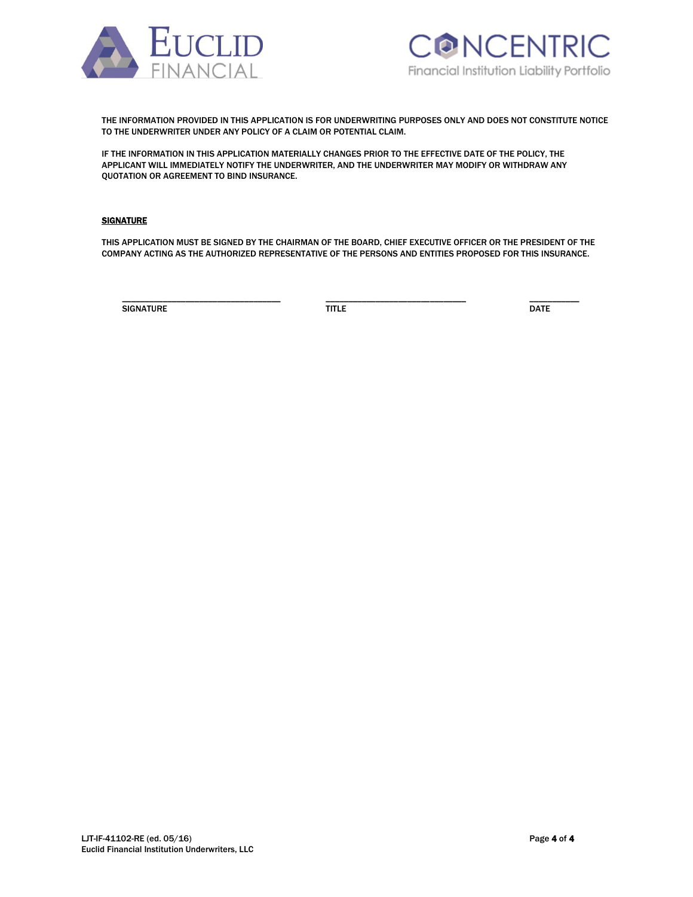THE INFORMATION PROVIDED IN THIS APPLICATION IS FOR UNDERWRITING PURPOSES ONLY AND DOES NOT CONSTITUTE NOTICE TO THE UNDERWRITER UNDER ANY POLICY OF A CLAIM OR POTENTIAL CLAIM.

IF THE INFORMATION IN THIS APPLICATION MATERIALLY CHANGES PRIOR TO THE EFFECTIVE DATE OF THE POLICY, THE APPLICANT WILL IMMEDIATELY NOTIFY THE UNDERWRITER, AND THE UNDERWRITER MAY MODIFY OR WITHDRAW ANY QUOTATION OR AGREEMENT TO BIND INSURANCE.

**SIGNATURE**

THIS APPLICATION MUST BE SIGNED BY THE CHAIRMAN OF THE BOARD, CHIEF EXECUTIVE OFFICER OR THE PRESIDENT OF THE COMPANY ACTING AS THE AUTHORIZED REPRESENTATIVE OF THE PERSONS AND ENTITIES PROPOSED FOR THIS INSURANCE.

| | | |
|---|---|---|
| ______________________________ | ______________________________ | __________ |
| SIGNATURE | TITLE | DATE |

LJT-IF-41102-RE (ed. 05/16)
Euclid Financial Institution Underwriters, LLC